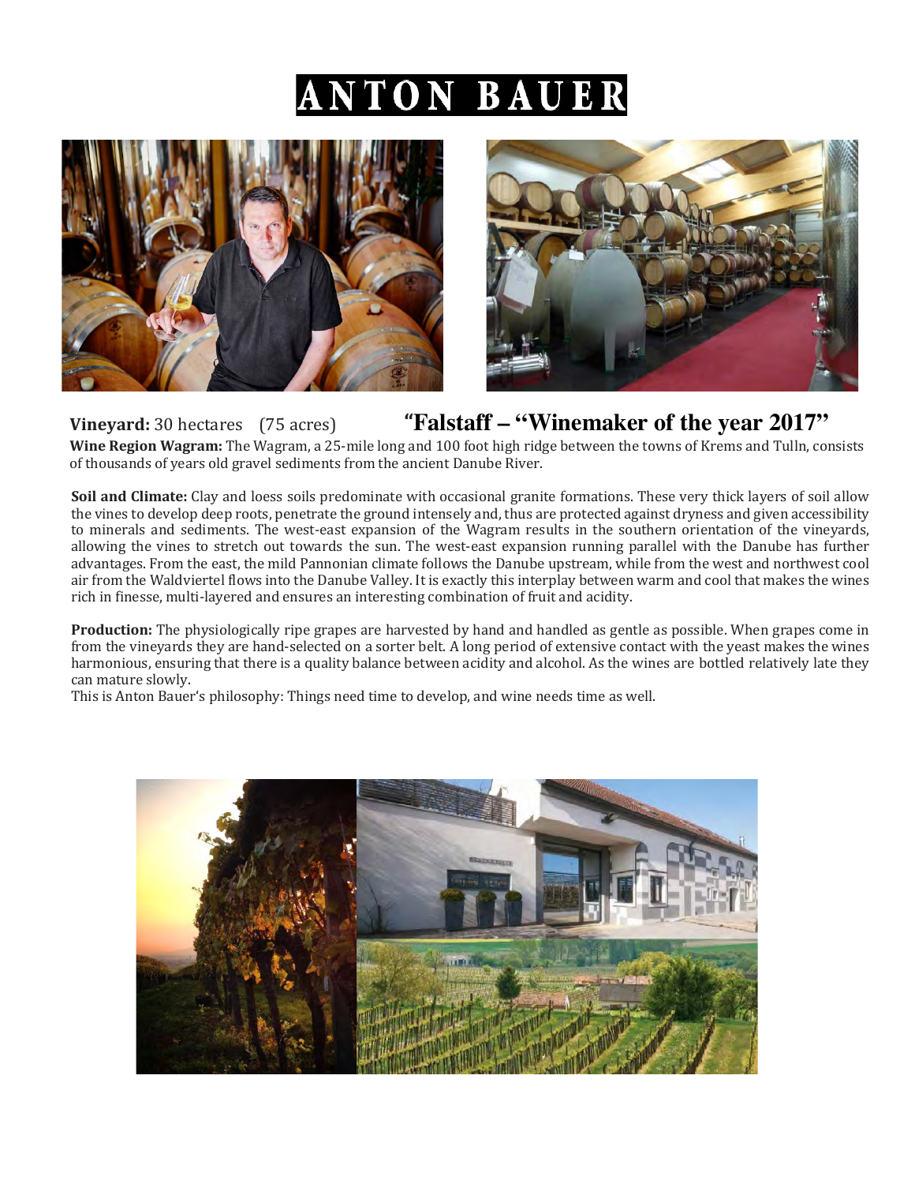# ANTON BAUER

**Vineyard:** 30 hectares (75 acres) **"Falstaff – "Winemaker of the year 2017"**

**Wine Region Wagram:** The Wagram, a 25-mile long and 100 foot high ridge between the towns of Krems and Tulln, consists of thousands of years old gravel sediments from the ancient Danube River.

**Soil and Climate:** Clay and loess soils predominate with occasional granite formations. These very thick layers of soil allow the vines to develop deep roots, penetrate the ground intensely and, thus are protected against dryness and given accessibility to minerals and sediments. The west-east expansion of the Wagram results in the southern orientation of the vineyards, allowing the vines to stretch out towards the sun. The west-east expansion running parallel with the Danube has further advantages. From the east, the mild Pannonian climate follows the Danube upstream, while from the west and northwest cool air from the Waldviertel flows into the Danube Valley. It is exactly this interplay between warm and cool that makes the wines rich in finesse, multi-layered and ensures an interesting combination of fruit and acidity.

**Production:** The physiologically ripe grapes are harvested by hand and handled as gentle as possible. When grapes come in from the vineyards they are hand-selected on a sorter belt. A long period of extensive contact with the yeast makes the wines harmonious, ensuring that there is a quality balance between acidity and alcohol. As the wines are bottled relatively late they can mature slowly.

This is Anton Bauer's philosophy: Things need time to develop, and wine needs time as well.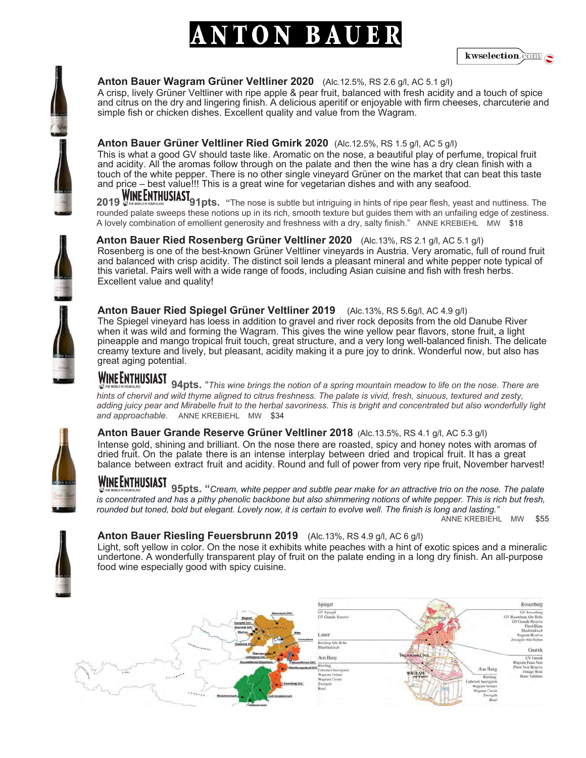# ANTON BAUER

kwselection.com

**Anton Bauer Wagram Grüner Veltliner 2020** (Alc.12.5%, RS 2.6 g/l, AC 5.1 g/l)
A crisp, lively Grüner Veltliner with ripe apple & pear fruit, balanced with fresh acidity and a touch of spice and citrus on the dry and lingering finish. A delicious aperitif or enjoyable with firm cheeses, charcuterie and simple fish or chicken dishes. Excellent quality and value from the Wagram.

**Anton Bauer Grüner Veltliner Ried Gmirk 2020** (Alc.12.5%, RS 1.5 g/l, AC 5 g/l)
This is what a good GV should taste like. Aromatic on the nose, a beautiful play of perfume, tropical fruit and acidity. All the aromas follow through on the palate and then the wine has a dry clean finish with a touch of the white pepper. There is no other single vineyard Grüner on the market that can beat this taste and price – best value!!! This is a great wine for vegetarian dishes and with any seafood.

**2019 WINE ENTHUSIAST 91pts.** "The nose is subtle but intriguing in hints of ripe pear flesh, yeast and nuttiness. The rounded palate sweeps these notions up in its rich, smooth texture but guides them with an unfailing edge of zestiness. A lovely combination of emollient generosity and freshness with a dry, salty finish." ANNE KREBIEHL MW $18

**Anton Bauer Ried Rosenberg Grüner Veltliner 2020** (Alc.13%, RS 2.1 g/l, AC 5.1 g/l)
Rosenberg is one of the best-known Grüner Veltliner vineyards in Austria. Very aromatic, full of round fruit and balanced with crisp acidity. The distinct soil lends a pleasant mineral and white pepper note typical of this varietal. Pairs well with a wide range of foods, including Asian cuisine and fish with fresh herbs. Excellent value and quality!

**Anton Bauer Ried Spiegel Grüner Veltliner 2019** (Alc.13%, RS 5.6g/l, AC 4.9 g/l)
The Spiegel vineyard has loess in addition to gravel and river rock deposits from the old Danube River when it was wild and forming the Wagram. This gives the wine yellow pear flavors, stone fruit, a light pineapple and mango tropical fruit touch, great structure, and a very long well-balanced finish. The delicate creamy texture and lively, but pleasant, acidity making it a pure joy to drink. Wonderful now, but also has great aging potential.

**WINE ENTHUSIAST 94pts.** "*This wine brings the notion of a spring mountain meadow to life on the nose. There are hints of chervil and wild thyme aligned to citrus freshness. The palate is vivid, fresh, sinuous, textured and zesty, adding juicy pear and Mirabelle fruit to the herbal savoriness. This is bright and concentrated but also wonderfully light and approachable.* ANNE KREBIEHL MW $34

**Anton Bauer Grande Reserve Grüner Veltliner 2018** (Alc.13.5%, RS 4.1 g/l, AC 5.3 g/l)
Intense gold, shining and brilliant. On the nose there are roasted, spicy and honey notes with aromas of dried fruit. On the palate there is an intense interplay between dried and tropical fruit. It has a great balance between extract fruit and acidity. Round and full of power from very ripe fruit, November harvest!

**WINE ENTHUSIAST 95pts.** "*Cream, white pepper and subtle pear make for an attractive trio on the nose. The palate is concentrated and has a pithy phenolic backbone but also shimmering notions of white pepper. This is rich but fresh, rounded but toned, bold but elegant. Lovely now, it is certain to evolve well. The finish is long and lasting.*"
ANNE KREBIEHL MW $55

**Anton Bauer Riesling Feuersbrunn 2019** (Alc.13%, RS 4.9 g/l, AC 6 g/l)
Light, soft yellow in color. On the nose it exhibits white peaches with a hint of exotic spices and a mineralic undertone. A wonderfully transparent play of fruit on the palate ending in a long dry finish. An all-purpose food wine especially good with spicy cuisine.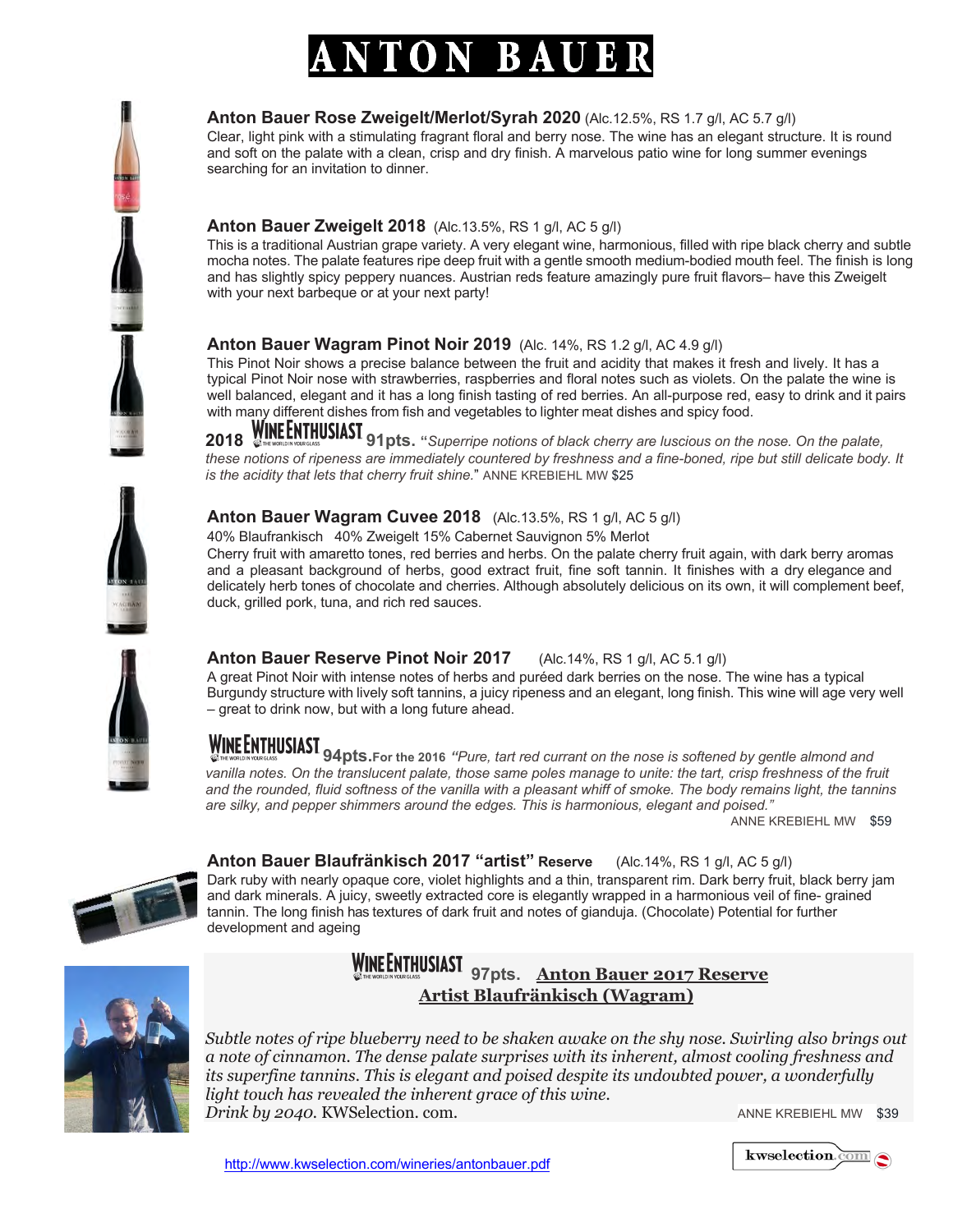# ANTON BAUER

**Anton Bauer Rose Zweigelt/Merlot/Syrah 2020** (Alc.12.5%, RS 1.7 g/l, AC 5.7 g/l)
Clear, light pink with a stimulating fragrant floral and berry nose. The wine has an elegant structure. It is round and soft on the palate with a clean, crisp and dry finish. A marvelous patio wine for long summer evenings searching for an invitation to dinner.

**Anton Bauer Zweigelt 2018** (Alc.13.5%, RS 1 g/l, AC 5 g/l)
This is a traditional Austrian grape variety. A very elegant wine, harmonious, filled with ripe black cherry and subtle mocha notes. The palate features ripe deep fruit with a gentle smooth medium-bodied mouth feel. The finish is long and has slightly spicy peppery nuances. Austrian reds feature amazingly pure fruit flavors– have this Zweigelt with your next barbeque or at your next party!

**Anton Bauer Wagram Pinot Noir 2019** (Alc. 14%, RS 1.2 g/l, AC 4.9 g/l)
This Pinot Noir shows a precise balance between the fruit and acidity that makes it fresh and lively. It has a typical Pinot Noir nose with strawberries, raspberries and floral notes such as violets. On the palate the wine is well balanced, elegant and it has a long finish tasting of red berries. An all-purpose red, easy to drink and it pairs with many different dishes from fish and vegetables to lighter meat dishes and spicy food.

**2018** WINE ENTHUSIAST **91pts.** "*Superripe notions of black cherry are luscious on the nose. On the palate, these notions of ripeness are immediately countered by freshness and a fine-boned, ripe but still delicate body. It is the acidity that lets that cherry fruit shine.*" ANNE KREBIEHL MW $25

**Anton Bauer Wagram Cuvee 2018** (Alc.13.5%, RS 1 g/l, AC 5 g/l)
40% Blaufrankisch 40% Zweigelt 15% Cabernet Sauvignon 5% Merlot
Cherry fruit with amaretto tones, red berries and herbs. On the palate cherry fruit again, with dark berry aromas and a pleasant background of herbs, good extract fruit, fine soft tannin. It finishes with a dry elegance and delicately herb tones of chocolate and cherries. Although absolutely delicious on its own, it will complement beef, duck, grilled pork, tuna, and rich red sauces.

**Anton Bauer Reserve Pinot Noir 2017** (Alc.14%, RS 1 g/l, AC 5.1 g/l)
A great Pinot Noir with intense notes of herbs and puréed dark berries on the nose. The wine has a typical Burgundy structure with lively soft tannins, a juicy ripeness and an elegant, long finish. This wine will age very well – great to drink now, but with a long future ahead.

WINE ENTHUSIAST **94pts. For the 2016** *"Pure, tart red currant on the nose is softened by gentle almond and vanilla notes. On the translucent palate, those same poles manage to unite: the tart, crisp freshness of the fruit and the rounded, fluid softness of the vanilla with a pleasant whiff of smoke. The body remains light, the tannins are silky, and pepper shimmers around the edges. This is harmonious, elegant and poised."*
ANNE KREBIEHL MW $59

**Anton Bauer Blaufränkisch 2017 "artist" Reserve** (Alc.14%, RS 1 g/l, AC 5 g/l)
Dark ruby with nearly opaque core, violet highlights and a thin, transparent rim. Dark berry fruit, black berry jam and dark minerals. A juicy, sweetly extracted core is elegantly wrapped in a harmonious veil of fine- grained tannin. The long finish has textures of dark fruit and notes of gianduja. (Chocolate) Potential for further development and ageing

WINE ENTHUSIAST **97pts.** **Anton Bauer 2017 Reserve Artist Blaufränkisch (Wagram)**

*Subtle notes of ripe blueberry need to be shaken awake on the shy nose. Swirling also brings out a note of cinnamon. The dense palate surprises with its inherent, almost cooling freshness and its superfine tannins. This is elegant and poised despite its undoubted power, a wonderfully light touch has revealed the inherent grace of this wine.*
*Drink by 2040.* KWSelection. com. ANNE KREBIEHL MW $39

http://www.kwselection.com/wineries/antonbauer.pdf

kwselection.com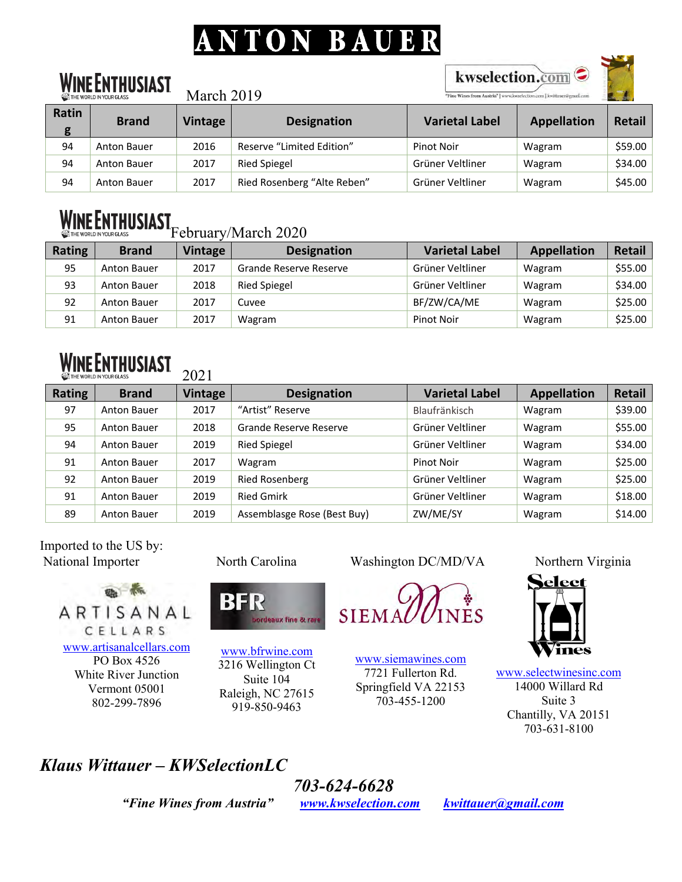# ANTON BAUER

WINE ENTHUSIAST — March 2019

kwselection.com
"Fine Wines from Austria" | www.kwselection.com | kwittauer@gmail.com

| Rating | Brand | Vintage | Designation | Varietal Label | Appellation | Retail |
|---|---|---|---|---|---|---|
| 94 | Anton Bauer | 2016 | Reserve "Limited Edition" | Pinot Noir | Wagram | $59.00 |
| 94 | Anton Bauer | 2017 | Ried Spiegel | Grüner Veltliner | Wagram | $34.00 |
| 94 | Anton Bauer | 2017 | Ried Rosenberg "Alte Reben" | Grüner Veltliner | Wagram | $45.00 |

WINE ENTHUSIAST — February/March 2020

| Rating | Brand | Vintage | Designation | Varietal Label | Appellation | Retail |
|---|---|---|---|---|---|---|
| 95 | Anton Bauer | 2017 | Grande Reserve Reserve | Grüner Veltliner | Wagram | $55.00 |
| 93 | Anton Bauer | 2018 | Ried Spiegel | Grüner Veltliner | Wagram | $34.00 |
| 92 | Anton Bauer | 2017 | Cuvee | BF/ZW/CA/ME | Wagram | $25.00 |
| 91 | Anton Bauer | 2017 | Wagram | Pinot Noir | Wagram | $25.00 |

WINE ENTHUSIAST — 2021

| Rating | Brand | Vintage | Designation | Varietal Label | Appellation | Retail |
|---|---|---|---|---|---|---|
| 97 | Anton Bauer | 2017 | "Artist" Reserve | Blaufränkisch | Wagram | $39.00 |
| 95 | Anton Bauer | 2018 | Grande Reserve Reserve | Grüner Veltliner | Wagram | $55.00 |
| 94 | Anton Bauer | 2019 | Ried Spiegel | Grüner Veltliner | Wagram | $34.00 |
| 91 | Anton Bauer | 2017 | Wagram | Pinot Noir | Wagram | $25.00 |
| 92 | Anton Bauer | 2019 | Ried Rosenberg | Grüner Veltliner | Wagram | $25.00 |
| 91 | Anton Bauer | 2019 | Ried Gmirk | Grüner Veltliner | Wagram | $18.00 |
| 89 | Anton Bauer | 2019 | Assemblage Rose (Best Buy) | ZW/ME/SY | Wagram | $14.00 |

Imported to the US by:

**National Importer**
ARTISANAL CELLARS
www.artisanalcellars.com
PO Box 4526
White River Junction
Vermont 05001
802-299-7896

**North Carolina**
BFR bordeaux fine & rare
www.bfrwine.com
3216 Wellington Ct
Suite 104
Raleigh, NC 27615
919-850-9463

**Washington DC/MD/VA**
SIEMA WINES
www.siemawines.com
7721 Fullerton Rd.
Springfield VA 22153
703-455-1200

**Northern Virginia**
Select Wines
www.selectwinesinc.com
14000 Willard Rd
Suite 3
Chantilly, VA 20151
703-631-8100

***Klaus Wittauer – KWSelectionLC***

***703-624-6628***

***"Fine Wines from Austria"*** ***www.kwselection.com*** ***kwittauer@gmail.com***